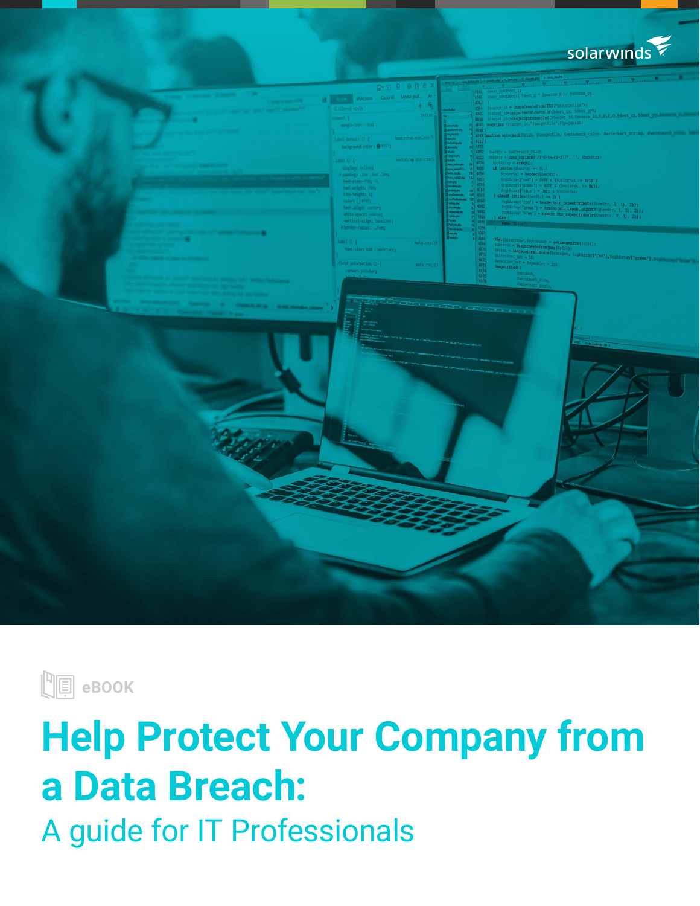solarwinds

eBOOK

# Help Protect Your Company from a Data Breach:

## A guide for IT Professionals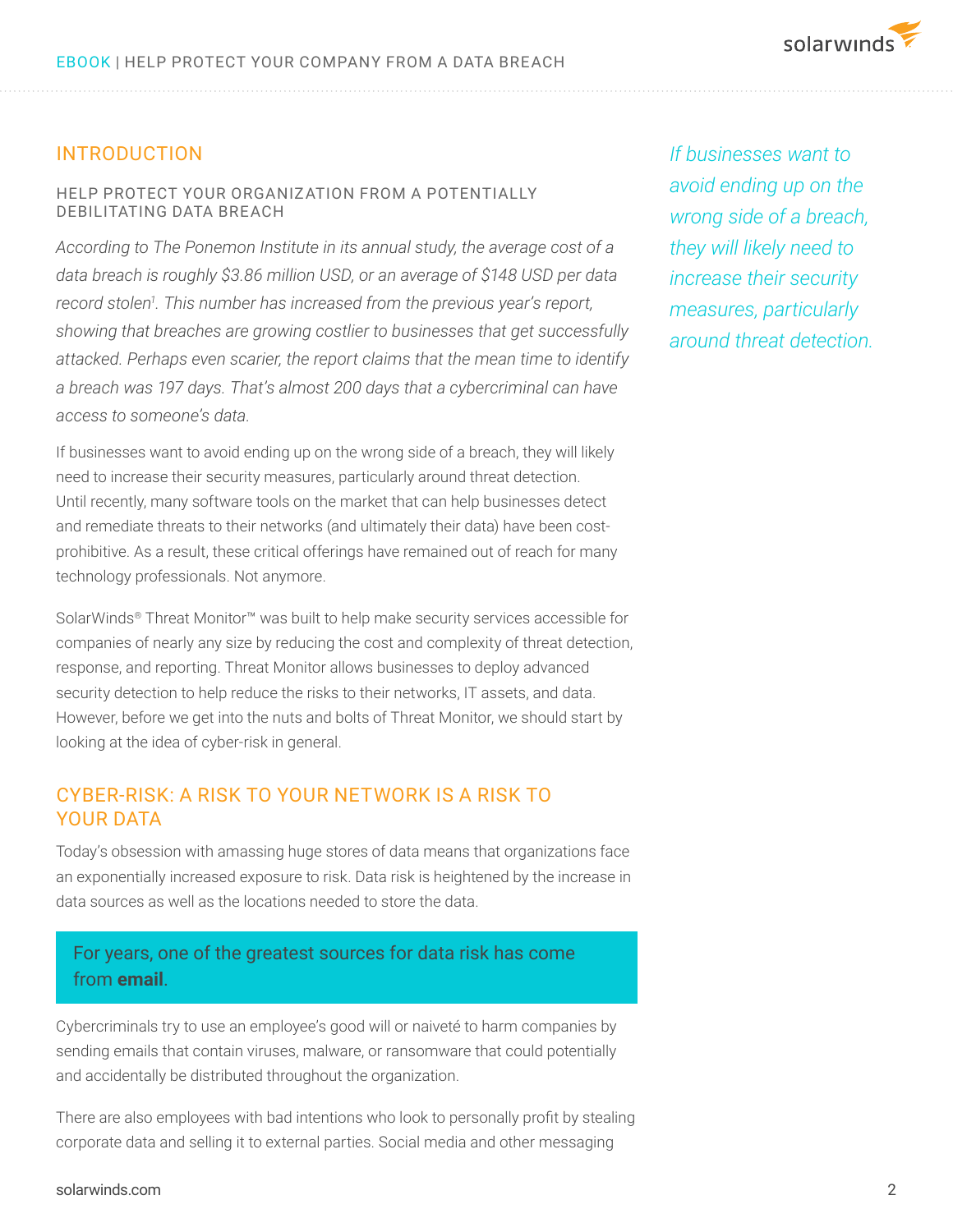## INTRODUCTION

### HELP PROTECT YOUR ORGANIZATION FROM A POTENTIALLY DEBILITATING DATA BREACH

*According to The Ponemon Institute in its annual study, the average cost of a data breach is roughly $3.86 million USD, or an average of $148 USD per data record stolen[1]. This number has increased from the previous year's report, showing that breaches are growing costlier to businesses that get successfully attacked. Perhaps even scarier, the report claims that the mean time to identify a breach was 197 days. That's almost 200 days that a cybercriminal can have access to someone's data.*

*If businesses want to avoid ending up on the wrong side of a breach, they will likely need to increase their security measures, particularly around threat detection.*

If businesses want to avoid ending up on the wrong side of a breach, they will likely need to increase their security measures, particularly around threat detection. Until recently, many software tools on the market that can help businesses detect and remediate threats to their networks (and ultimately their data) have been cost-prohibitive. As a result, these critical offerings have remained out of reach for many technology professionals. Not anymore.

SolarWinds® Threat Monitor™ was built to help make security services accessible for companies of nearly any size by reducing the cost and complexity of threat detection, response, and reporting. Threat Monitor allows businesses to deploy advanced security detection to help reduce the risks to their networks, IT assets, and data. However, before we get into the nuts and bolts of Threat Monitor, we should start by looking at the idea of cyber-risk in general.

## CYBER-RISK: A RISK TO YOUR NETWORK IS A RISK TO YOUR DATA

Today's obsession with amassing huge stores of data means that organizations face an exponentially increased exposure to risk. Data risk is heightened by the increase in data sources as well as the locations needed to store the data.

> For years, one of the greatest sources for data risk has come from **email**.

Cybercriminals try to use an employee's good will or naiveté to harm companies by sending emails that contain viruses, malware, or ransomware that could potentially and accidentally be distributed throughout the organization.

There are also employees with bad intentions who look to personally profit by stealing corporate data and selling it to external parties. Social media and other messaging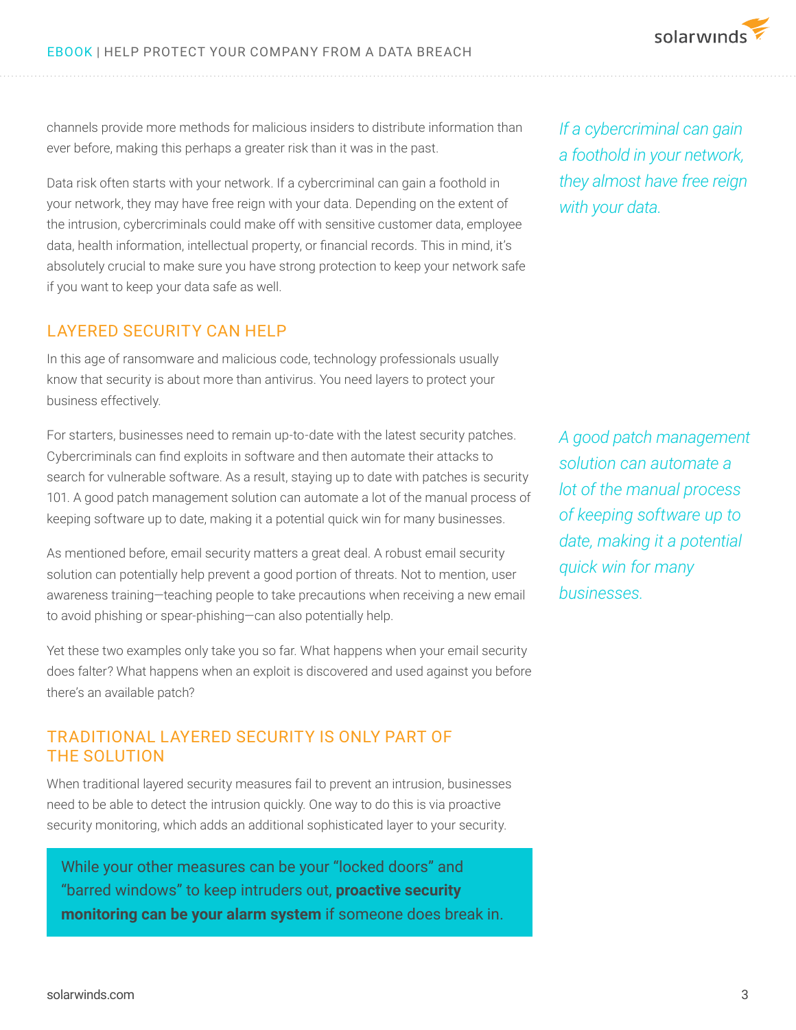channels provide more methods for malicious insiders to distribute information than ever before, making this perhaps a greater risk than it was in the past.

Data risk often starts with your network. If a cybercriminal can gain a foothold in your network, they may have free reign with your data. Depending on the extent of the intrusion, cybercriminals could make off with sensitive customer data, employee data, health information, intellectual property, or financial records. This in mind, it's absolutely crucial to make sure you have strong protection to keep your network safe if you want to keep your data safe as well.

*If a cybercriminal can gain a foothold in your network, they almost have free reign with your data.*

## LAYERED SECURITY CAN HELP

In this age of ransomware and malicious code, technology professionals usually know that security is about more than antivirus. You need layers to protect your business effectively.

For starters, businesses need to remain up-to-date with the latest security patches. Cybercriminals can find exploits in software and then automate their attacks to search for vulnerable software. As a result, staying up to date with patches is security 101. A good patch management solution can automate a lot of the manual process of keeping software up to date, making it a potential quick win for many businesses.

*A good patch management solution can automate a lot of the manual process of keeping software up to date, making it a potential quick win for many businesses.*

As mentioned before, email security matters a great deal. A robust email security solution can potentially help prevent a good portion of threats. Not to mention, user awareness training—teaching people to take precautions when receiving a new email to avoid phishing or spear-phishing—can also potentially help.

Yet these two examples only take you so far. What happens when your email security does falter? What happens when an exploit is discovered and used against you before there's an available patch?

## TRADITIONAL LAYERED SECURITY IS ONLY PART OF THE SOLUTION

When traditional layered security measures fail to prevent an intrusion, businesses need to be able to detect the intrusion quickly. One way to do this is via proactive security monitoring, which adds an additional sophisticated layer to your security.

> While your other measures can be your "locked doors" and "barred windows" to keep intruders out, **proactive security monitoring can be your alarm system** if someone does break in.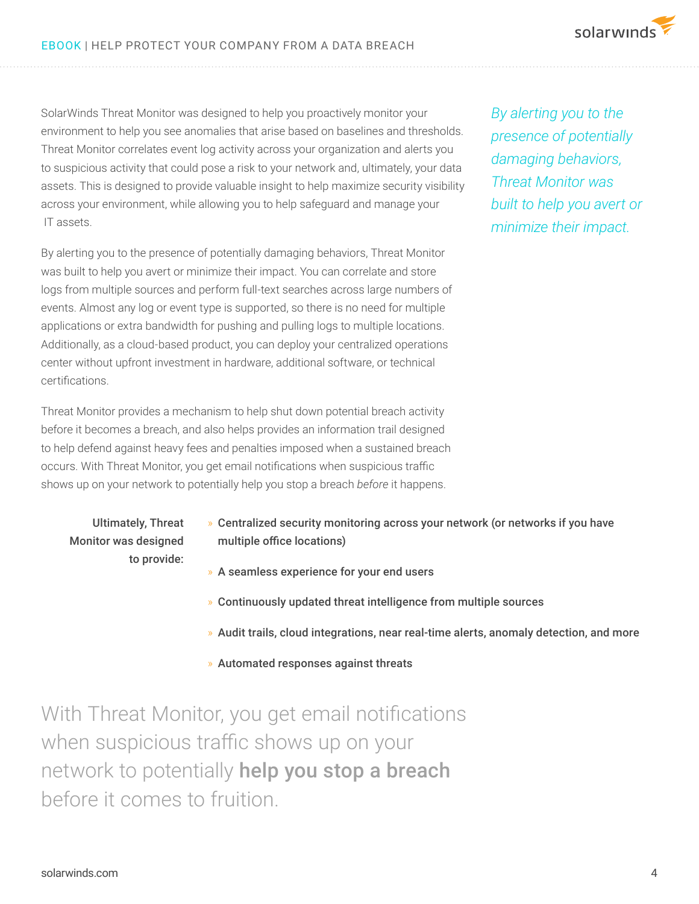SolarWinds Threat Monitor was designed to help you proactively monitor your environment to help you see anomalies that arise based on baselines and thresholds. Threat Monitor correlates event log activity across your organization and alerts you to suspicious activity that could pose a risk to your network and, ultimately, your data assets. This is designed to provide valuable insight to help maximize security visibility across your environment, while allowing you to help safeguard and manage your IT assets.

*By alerting you to the presence of potentially damaging behaviors, Threat Monitor was built to help you avert or minimize their impact.*

By alerting you to the presence of potentially damaging behaviors, Threat Monitor was built to help you avert or minimize their impact. You can correlate and store logs from multiple sources and perform full-text searches across large numbers of events. Almost any log or event type is supported, so there is no need for multiple applications or extra bandwidth for pushing and pulling logs to multiple locations. Additionally, as a cloud-based product, you can deploy your centralized operations center without upfront investment in hardware, additional software, or technical certifications.

Threat Monitor provides a mechanism to help shut down potential breach activity before it becomes a breach, and also helps provides an information trail designed to help defend against heavy fees and penalties imposed when a sustained breach occurs. With Threat Monitor, you get email notifications when suspicious traffic shows up on your network to potentially help you stop a breach *before* it happens.

**Ultimately, Threat Monitor was designed to provide:**

- **Centralized security monitoring across your network (or networks if you have multiple office locations)**
- **A seamless experience for your end users**
- **Continuously updated threat intelligence from multiple sources**
- **Audit trails, cloud integrations, near real-time alerts, anomaly detection, and more**
- **Automated responses against threats**

With Threat Monitor, you get email notifications when suspicious traffic shows up on your network to potentially **help you stop a breach** before it comes to fruition.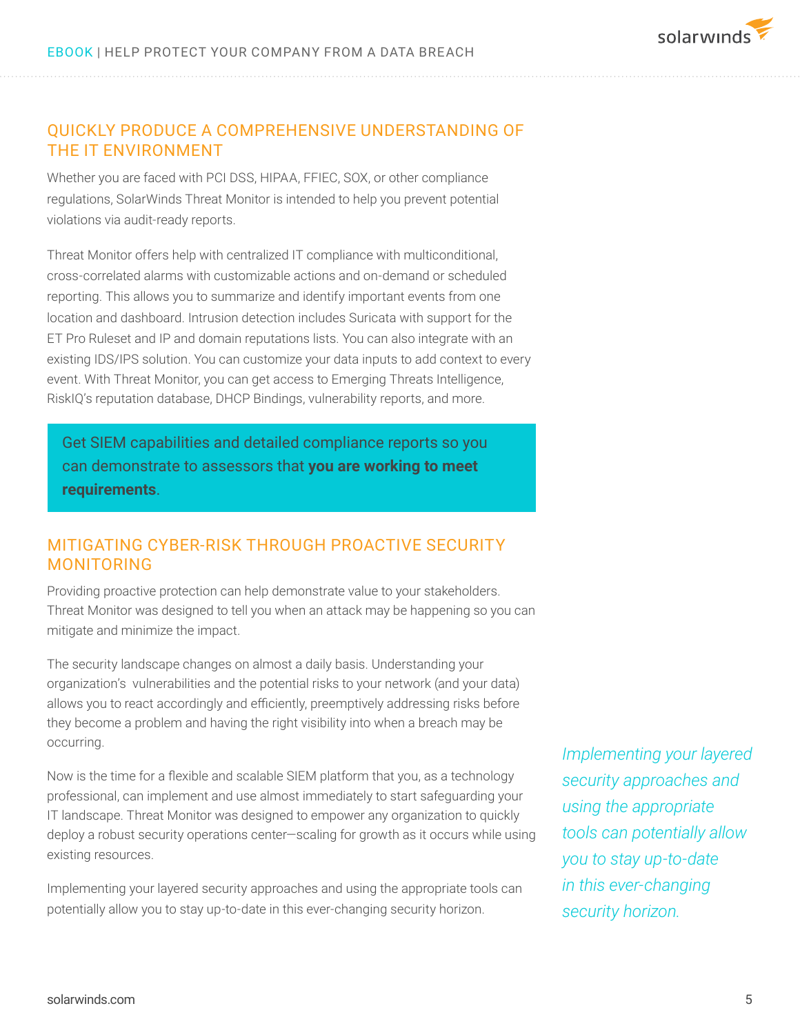## QUICKLY PRODUCE A COMPREHENSIVE UNDERSTANDING OF THE IT ENVIRONMENT

Whether you are faced with PCI DSS, HIPAA, FFIEC, SOX, or other compliance regulations, SolarWinds Threat Monitor is intended to help you prevent potential violations via audit-ready reports.

Threat Monitor offers help with centralized IT compliance with multiconditional, cross-correlated alarms with customizable actions and on-demand or scheduled reporting. This allows you to summarize and identify important events from one location and dashboard. Intrusion detection includes Suricata with support for the ET Pro Ruleset and IP and domain reputations lists. You can also integrate with an existing IDS/IPS solution. You can customize your data inputs to add context to every event. With Threat Monitor, you can get access to Emerging Threats Intelligence, RiskIQ's reputation database, DHCP Bindings, vulnerability reports, and more.

Get SIEM capabilities and detailed compliance reports so you can demonstrate to assessors that **you are working to meet requirements**.

## MITIGATING CYBER-RISK THROUGH PROACTIVE SECURITY MONITORING

Providing proactive protection can help demonstrate value to your stakeholders. Threat Monitor was designed to tell you when an attack may be happening so you can mitigate and minimize the impact.

The security landscape changes on almost a daily basis. Understanding your organization's vulnerabilities and the potential risks to your network (and your data) allows you to react accordingly and efficiently, preemptively addressing risks before they become a problem and having the right visibility into when a breach may be occurring.

Now is the time for a flexible and scalable SIEM platform that you, as a technology professional, can implement and use almost immediately to start safeguarding your IT landscape. Threat Monitor was designed to empower any organization to quickly deploy a robust security operations center—scaling for growth as it occurs while using existing resources.

Implementing your layered security approaches and using the appropriate tools can potentially allow you to stay up-to-date in this ever-changing security horizon.

*Implementing your layered security approaches and using the appropriate tools can potentially allow you to stay up-to-date in this ever-changing security horizon.*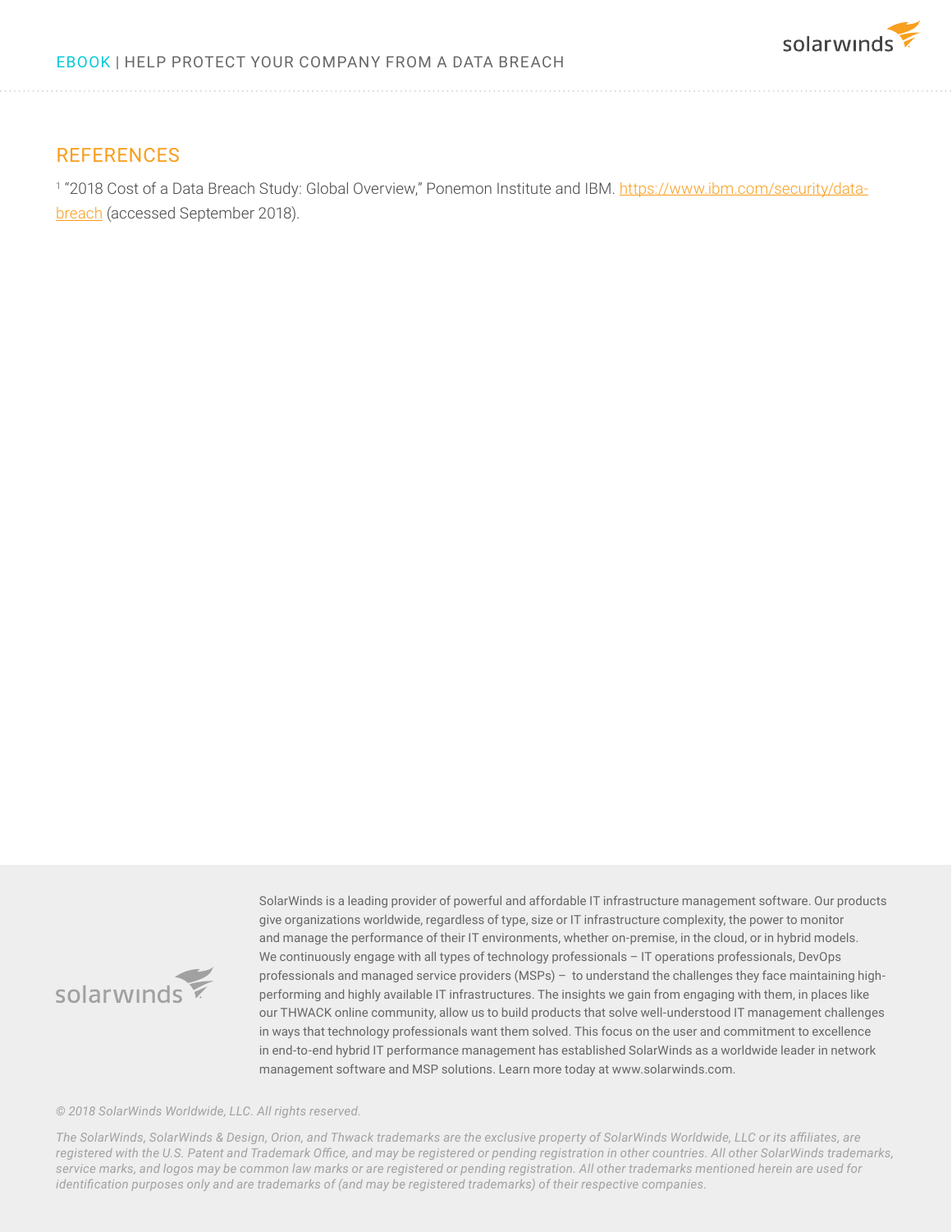## REFERENCES

[1] "2018 Cost of a Data Breach Study: Global Overview," Ponemon Institute and IBM. https://www.ibm.com/security/data-breach (accessed September 2018).

SolarWinds is a leading provider of powerful and affordable IT infrastructure management software. Our products give organizations worldwide, regardless of type, size or IT infrastructure complexity, the power to monitor and manage the performance of their IT environments, whether on-premise, in the cloud, or in hybrid models. We continuously engage with all types of technology professionals – IT operations professionals, DevOps professionals and managed service providers (MSPs) – to understand the challenges they face maintaining high-performing and highly available IT infrastructures. The insights we gain from engaging with them, in places like our THWACK online community, allow us to build products that solve well-understood IT management challenges in ways that technology professionals want them solved. This focus on the user and commitment to excellence in end-to-end hybrid IT performance management has established SolarWinds as a worldwide leader in network management software and MSP solutions. Learn more today at www.solarwinds.com.

*© 2018 SolarWinds Worldwide, LLC. All rights reserved.*

*The SolarWinds, SolarWinds & Design, Orion, and Thwack trademarks are the exclusive property of SolarWinds Worldwide, LLC or its affiliates, are registered with the U.S. Patent and Trademark Office, and may be registered or pending registration in other countries. All other SolarWinds trademarks, service marks, and logos may be common law marks or are registered or pending registration. All other trademarks mentioned herein are used for identification purposes only and are trademarks of (and may be registered trademarks) of their respective companies.*